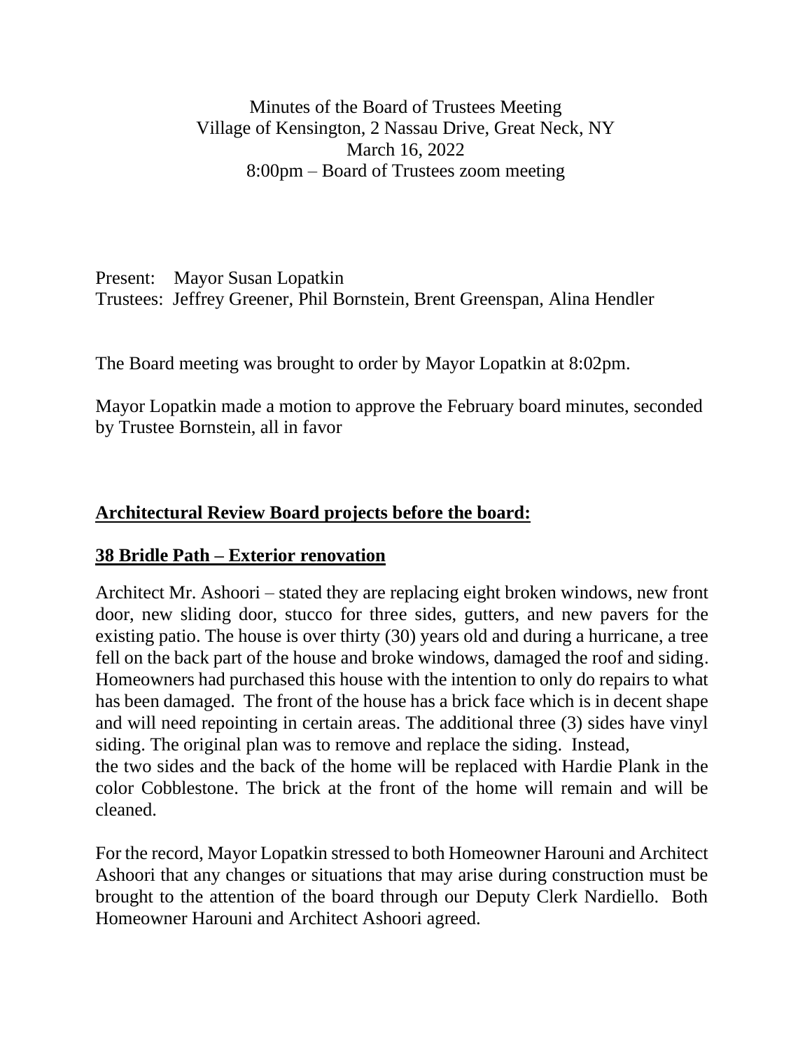Minutes of the Board of Trustees Meeting
Village of Kensington, 2 Nassau Drive, Great Neck, NY
March 16, 2022
8:00pm – Board of Trustees zoom meeting

Present: Mayor Susan Lopatkin
Trustees: Jeffrey Greener, Phil Bornstein, Brent Greenspan, Alina Hendler

The Board meeting was brought to order by Mayor Lopatkin at 8:02pm.

Mayor Lopatkin made a motion to approve the February board minutes, seconded by Trustee Bornstein, all in favor

## Architectural Review Board projects before the board:

### 38 Bridle Path – Exterior renovation

Architect Mr. Ashoori – stated they are replacing eight broken windows, new front door, new sliding door, stucco for three sides, gutters, and new pavers for the existing patio. The house is over thirty (30) years old and during a hurricane, a tree fell on the back part of the house and broke windows, damaged the roof and siding. Homeowners had purchased this house with the intention to only do repairs to what has been damaged. The front of the house has a brick face which is in decent shape and will need repointing in certain areas. The additional three (3) sides have vinyl siding. The original plan was to remove and replace the siding. Instead, the two sides and the back of the home will be replaced with Hardie Plank in the color Cobblestone. The brick at the front of the home will remain and will be cleaned.

For the record, Mayor Lopatkin stressed to both Homeowner Harouni and Architect Ashoori that any changes or situations that may arise during construction must be brought to the attention of the board through our Deputy Clerk Nardiello. Both Homeowner Harouni and Architect Ashoori agreed.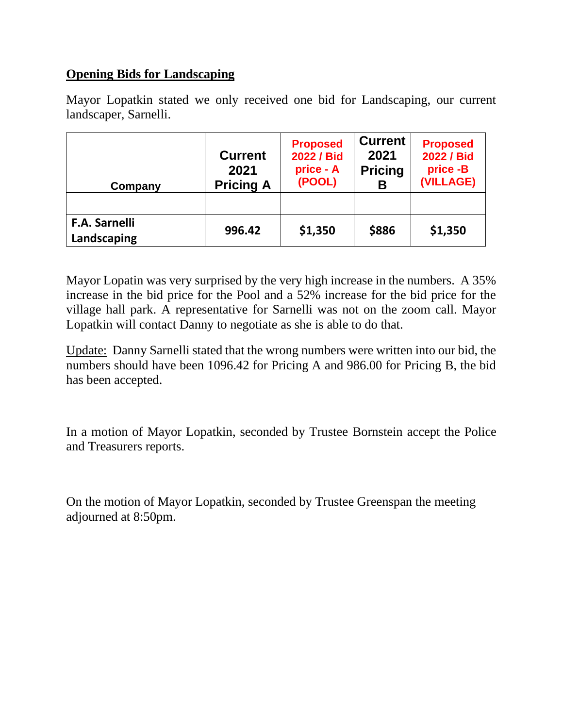**Opening Bids for Landscaping**

Mayor Lopatkin stated we only received one bid for Landscaping, our current landscaper, Sarnelli.

| Company | Current 2021 Pricing A | Proposed 2022 / Bid price - A (POOL) | Current 2021 Pricing B | Proposed 2022 / Bid price -B (VILLAGE) |
|---|---|---|---|---|
| | | | | |
| F.A. Sarnelli Landscaping | 996.42 | $1,350 | $886 | $1,350 |

Mayor Lopatin was very surprised by the very high increase in the numbers. A 35% increase in the bid price for the Pool and a 52% increase for the bid price for the village hall park. A representative for Sarnelli was not on the zoom call. Mayor Lopatkin will contact Danny to negotiate as she is able to do that.

Update: Danny Sarnelli stated that the wrong numbers were written into our bid, the numbers should have been 1096.42 for Pricing A and 986.00 for Pricing B, the bid has been accepted.

In a motion of Mayor Lopatkin, seconded by Trustee Bornstein accept the Police and Treasurers reports.

On the motion of Mayor Lopatkin, seconded by Trustee Greenspan the meeting adjourned at 8:50pm.